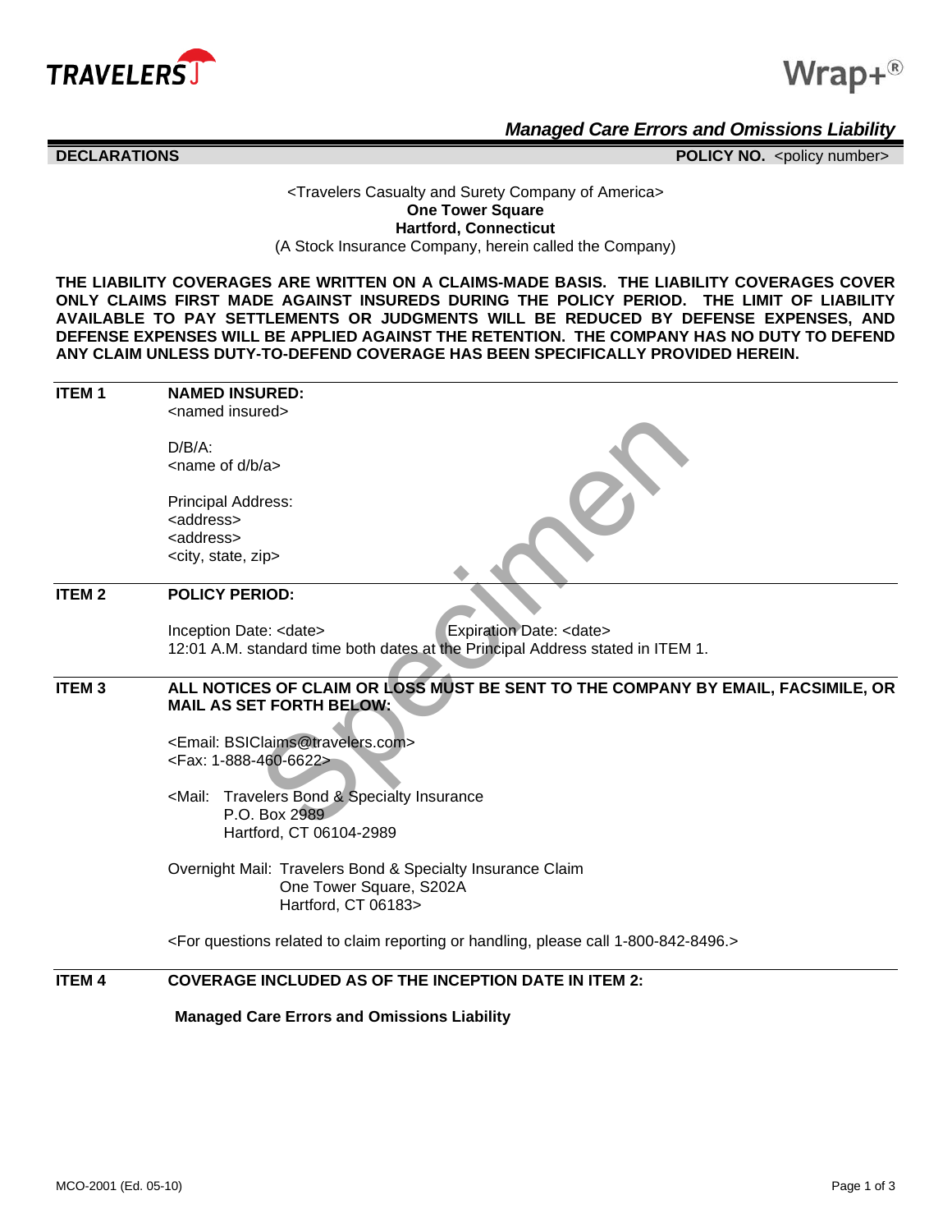TRAVELERS

Wrap+®

## *Managed Care Errors and Omissions Liability*

**DECLARATIONS** **POLICY NO.** <policy number>

<Travelers Casualty and Surety Company of America>
**One Tower Square**
**Hartford, Connecticut**
(A Stock Insurance Company, herein called the Company)

**THE LIABILITY COVERAGES ARE WRITTEN ON A CLAIMS-MADE BASIS. THE LIABILITY COVERAGES COVER ONLY CLAIMS FIRST MADE AGAINST INSUREDS DURING THE POLICY PERIOD. THE LIMIT OF LIABILITY AVAILABLE TO PAY SETTLEMENTS OR JUDGMENTS WILL BE REDUCED BY DEFENSE EXPENSES, AND DEFENSE EXPENSES WILL BE APPLIED AGAINST THE RETENTION. THE COMPANY HAS NO DUTY TO DEFEND ANY CLAIM UNLESS DUTY-TO-DEFEND COVERAGE HAS BEEN SPECIFICALLY PROVIDED HEREIN.**

**ITEM 1** **NAMED INSURED:**
<named insured>

D/B/A:
<name of d/b/a>

Principal Address:
<address>
<address>
<city, state, zip>

**ITEM 2** **POLICY PERIOD:**

Inception Date: <date> Expiration Date: <date>
12:01 A.M. standard time both dates at the Principal Address stated in ITEM 1.

**ITEM 3** **ALL NOTICES OF CLAIM OR LOSS MUST BE SENT TO THE COMPANY BY EMAIL, FACSIMILE, OR MAIL AS SET FORTH BELOW:**

<Email: BSIClaims@travelers.com>
<Fax: 1-888-460-6622>

<Mail: Travelers Bond & Specialty Insurance
P.O. Box 2989
Hartford, CT 06104-2989

Overnight Mail: Travelers Bond & Specialty Insurance Claim
One Tower Square, S202A
Hartford, CT 06183>

<For questions related to claim reporting or handling, please call 1-800-842-8496.>

**ITEM 4** **COVERAGE INCLUDED AS OF THE INCEPTION DATE IN ITEM 2:**

**Managed Care Errors and Omissions Liability**

MCO-2001 (Ed. 05-10)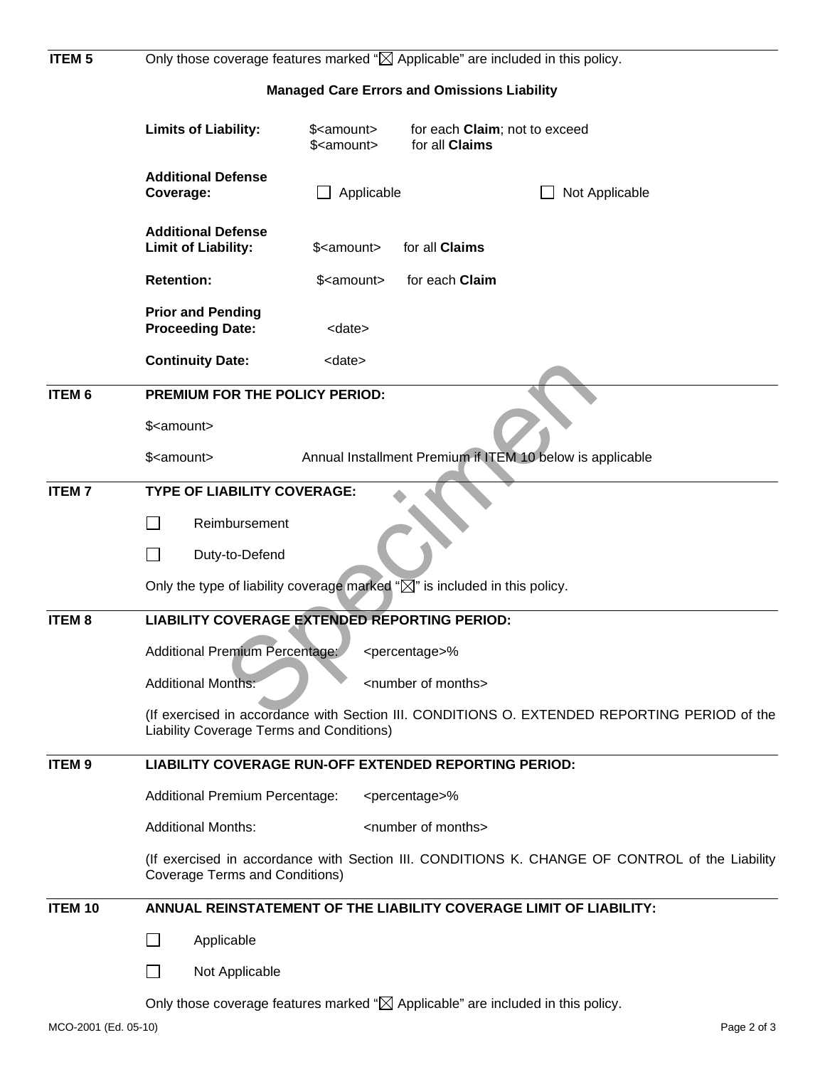**ITEM 5** Only those coverage features marked "☒ Applicable" are included in this policy.

**Managed Care Errors and Omissions Liability**

**Limits of Liability:** $<amount> for each **Claim**; not to exceed
$<amount> for all **Claims**

**Additional Defense Coverage:** ☐ Applicable ☐ Not Applicable

**Additional Defense Limit of Liability:** $<amount> for all **Claims**

**Retention:** $<amount> for each **Claim**

**Prior and Pending Proceeding Date:** <date>

**Continuity Date:** <date>

**ITEM 6 PREMIUM FOR THE POLICY PERIOD:**

$<amount>

$<amount> Annual Installment Premium if ITEM 10 below is applicable

**ITEM 7 TYPE OF LIABILITY COVERAGE:**

☐ Reimbursement

☐ Duty-to-Defend

Only the type of liability coverage marked "☒" is included in this policy.

**ITEM 8 LIABILITY COVERAGE EXTENDED REPORTING PERIOD:**

Additional Premium Percentage: <percentage>%

Additional Months: <number of months>

(If exercised in accordance with Section III. CONDITIONS O. EXTENDED REPORTING PERIOD of the Liability Coverage Terms and Conditions)

**ITEM 9 LIABILITY COVERAGE RUN-OFF EXTENDED REPORTING PERIOD:**

Additional Premium Percentage: <percentage>%

Additional Months: <number of months>

(If exercised in accordance with Section III. CONDITIONS K. CHANGE OF CONTROL of the Liability Coverage Terms and Conditions)

**ITEM 10 ANNUAL REINSTATEMENT OF THE LIABILITY COVERAGE LIMIT OF LIABILITY:**

☐ Applicable

☐ Not Applicable

Only those coverage features marked "☒ Applicable" are included in this policy.

MCO-2001 (Ed. 05-10)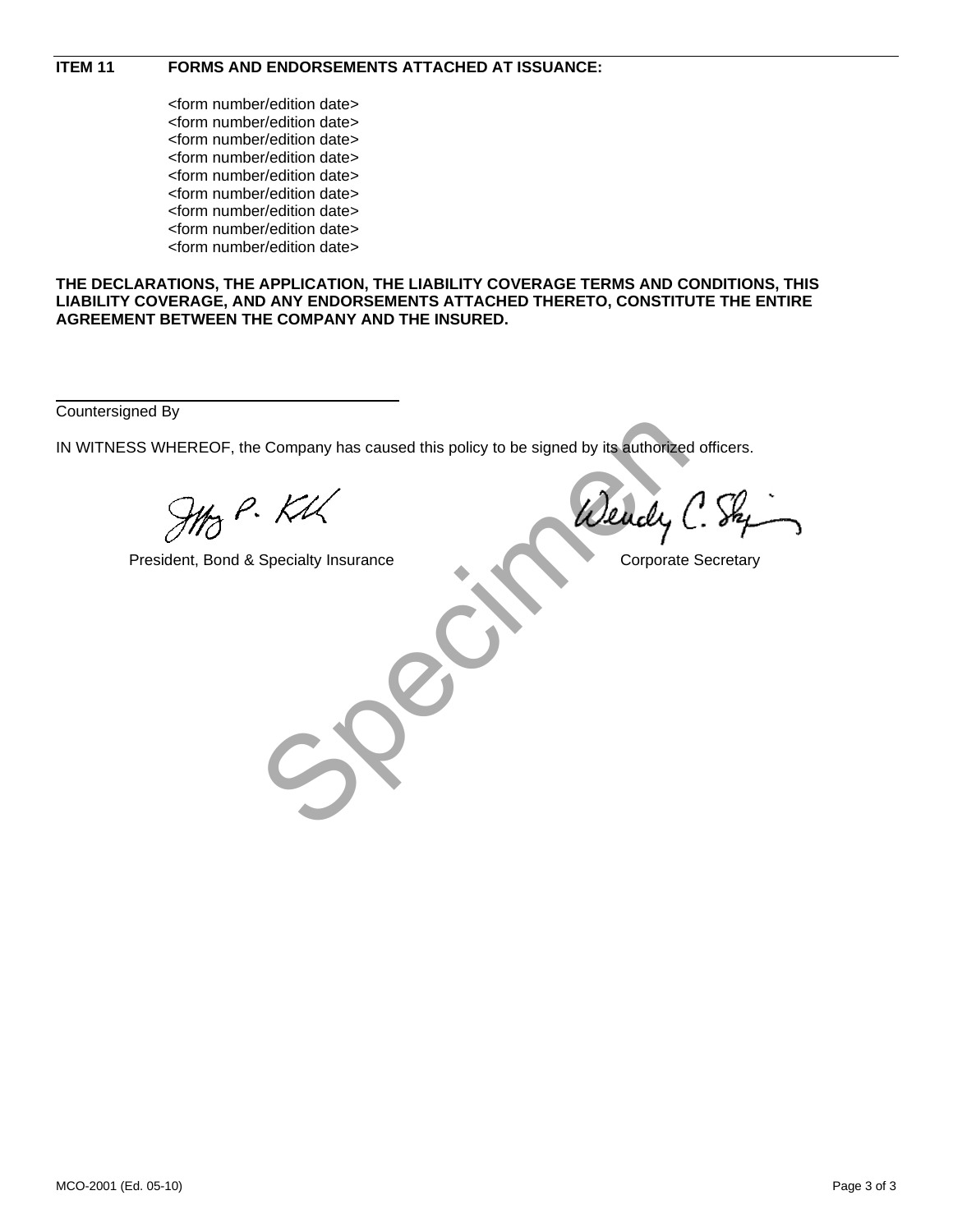**ITEM 11 FORMS AND ENDORSEMENTS ATTACHED AT ISSUANCE:**

<form number/edition date>
<form number/edition date>
<form number/edition date>
<form number/edition date>
<form number/edition date>
<form number/edition date>
<form number/edition date>
<form number/edition date>
<form number/edition date>

**THE DECLARATIONS, THE APPLICATION, THE LIABILITY COVERAGE TERMS AND CONDITIONS, THIS LIABILITY COVERAGE, AND ANY ENDORSEMENTS ATTACHED THERETO, CONSTITUTE THE ENTIRE AGREEMENT BETWEEN THE COMPANY AND THE INSURED.**

Countersigned By

IN WITNESS WHEREOF, the Company has caused this policy to be signed by its authorized officers.

President, Bond & Specialty Insurance

Corporate Secretary

MCO-2001 (Ed. 05-10)